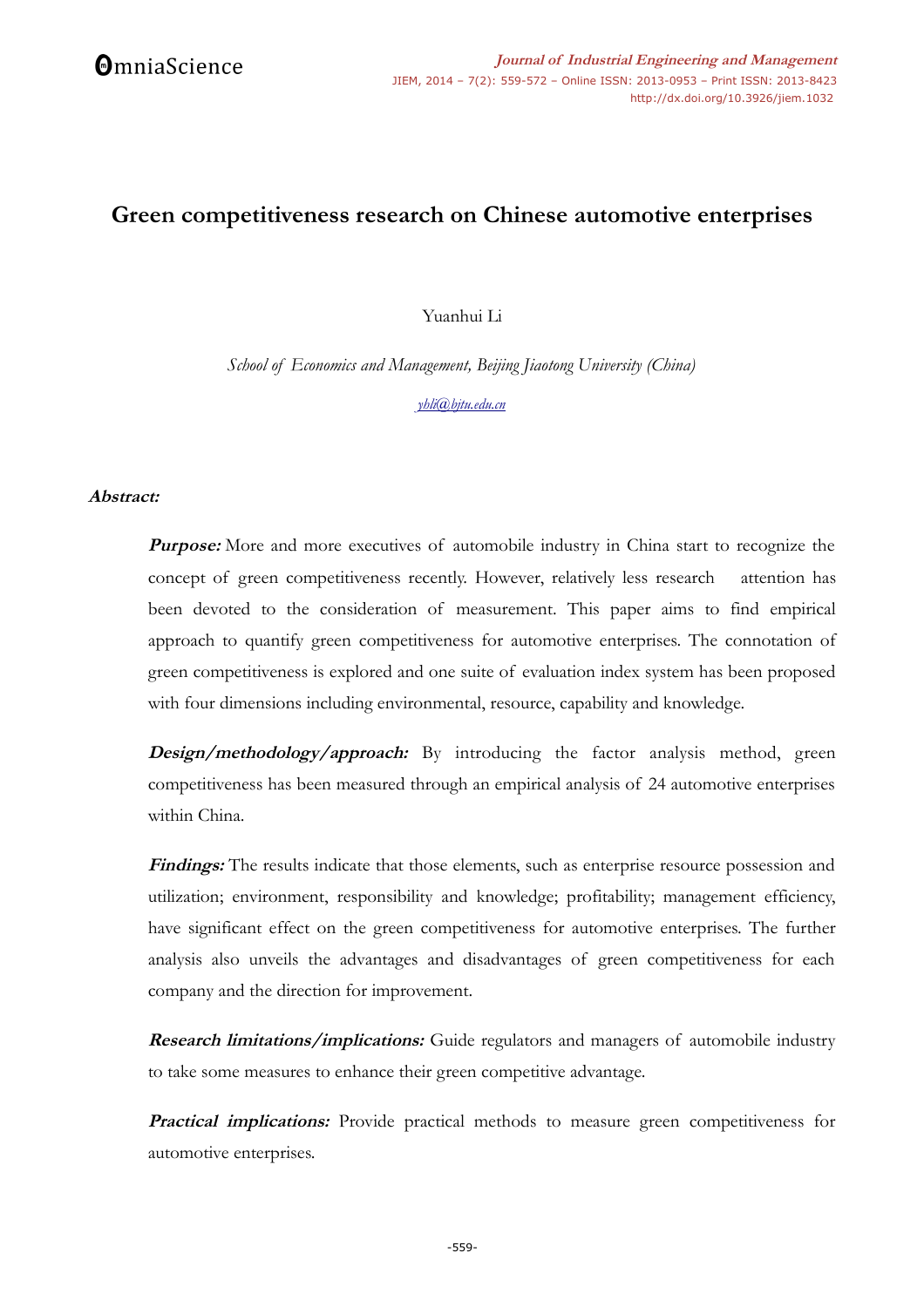# Green competitiveness research on Chinese automotive enterprises

Yuanhui Li

*School of Economics and Management, Beijing Jiaotong University (China)*

*yhli@bjtu.edu.cn*

***Abstract:***

***Purpose:*** More and more executives of automobile industry in China start to recognize the concept of green competitiveness recently. However, relatively less research attention has been devoted to the consideration of measurement. This paper aims to find empirical approach to quantify green competitiveness for automotive enterprises. The connotation of green competitiveness is explored and one suite of evaluation index system has been proposed with four dimensions including environmental, resource, capability and knowledge.

***Design/methodology/approach:*** By introducing the factor analysis method, green competitiveness has been measured through an empirical analysis of 24 automotive enterprises within China.

***Findings:*** The results indicate that those elements, such as enterprise resource possession and utilization; environment, responsibility and knowledge; profitability; management efficiency, have significant effect on the green competitiveness for automotive enterprises. The further analysis also unveils the advantages and disadvantages of green competitiveness for each company and the direction for improvement.

***Research limitations/implications:*** Guide regulators and managers of automobile industry to take some measures to enhance their green competitive advantage.

***Practical implications:*** Provide practical methods to measure green competitiveness for automotive enterprises.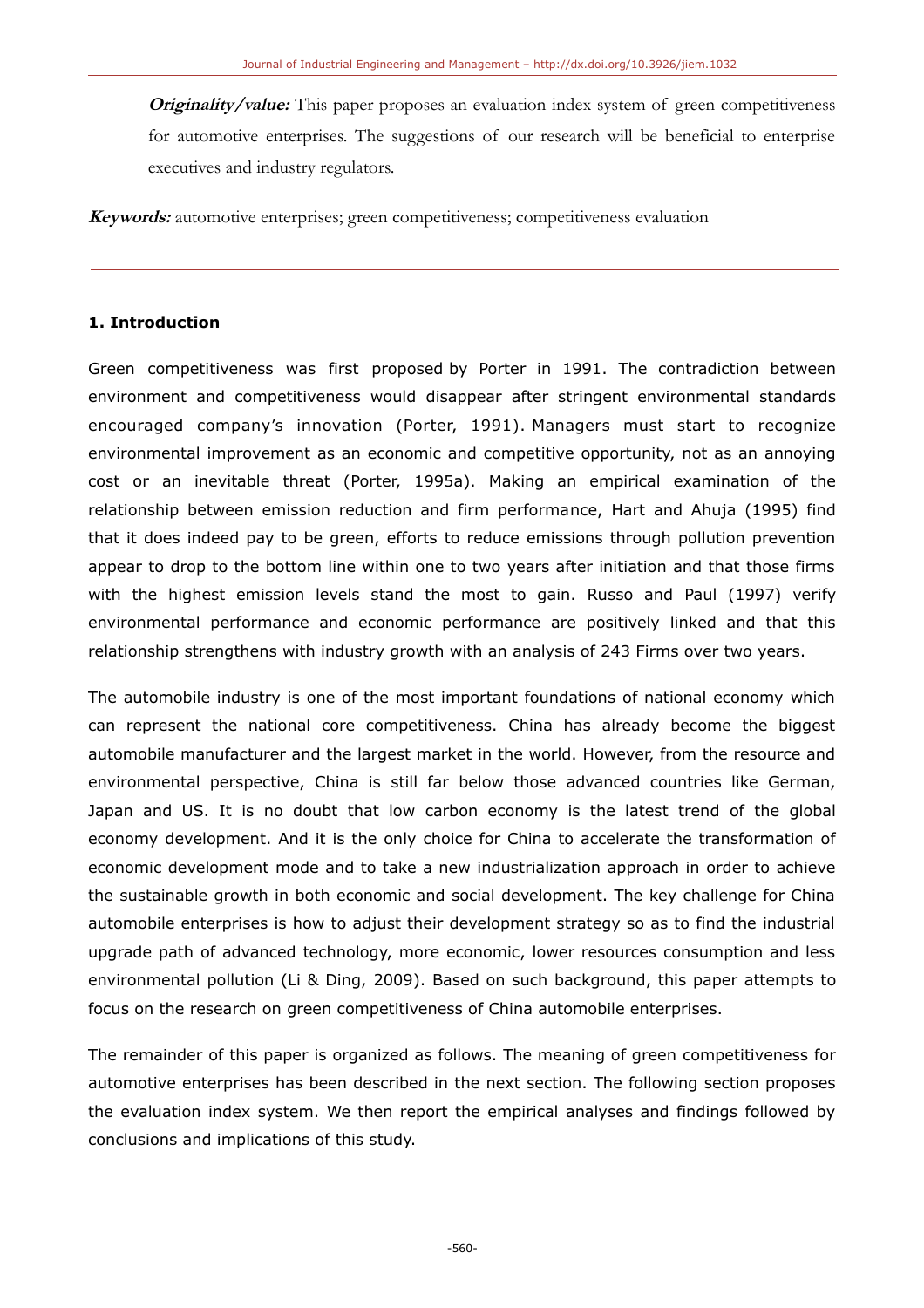**Originality/value:** This paper proposes an evaluation index system of green competitiveness for automotive enterprises. The suggestions of our research will be beneficial to enterprise executives and industry regulators.

**Keywords:** automotive enterprises; green competitiveness; competitiveness evaluation

---

## 1. Introduction

Green competitiveness was first proposed by Porter in 1991. The contradiction between environment and competitiveness would disappear after stringent environmental standards encouraged company's innovation (Porter, 1991). Managers must start to recognize environmental improvement as an economic and competitive opportunity, not as an annoying cost or an inevitable threat (Porter, 1995a). Making an empirical examination of the relationship between emission reduction and firm performance, Hart and Ahuja (1995) find that it does indeed pay to be green, efforts to reduce emissions through pollution prevention appear to drop to the bottom line within one to two years after initiation and that those firms with the highest emission levels stand the most to gain. Russo and Paul (1997) verify environmental performance and economic performance are positively linked and that this relationship strengthens with industry growth with an analysis of 243 Firms over two years.

The automobile industry is one of the most important foundations of national economy which can represent the national core competitiveness. China has already become the biggest automobile manufacturer and the largest market in the world. However, from the resource and environmental perspective, China is still far below those advanced countries like German, Japan and US. It is no doubt that low carbon economy is the latest trend of the global economy development. And it is the only choice for China to accelerate the transformation of economic development mode and to take a new industrialization approach in order to achieve the sustainable growth in both economic and social development. The key challenge for China automobile enterprises is how to adjust their development strategy so as to find the industrial upgrade path of advanced technology, more economic, lower resources consumption and less environmental pollution (Li & Ding, 2009). Based on such background, this paper attempts to focus on the research on green competitiveness of China automobile enterprises.

The remainder of this paper is organized as follows. The meaning of green competitiveness for automotive enterprises has been described in the next section. The following section proposes the evaluation index system. We then report the empirical analyses and findings followed by conclusions and implications of this study.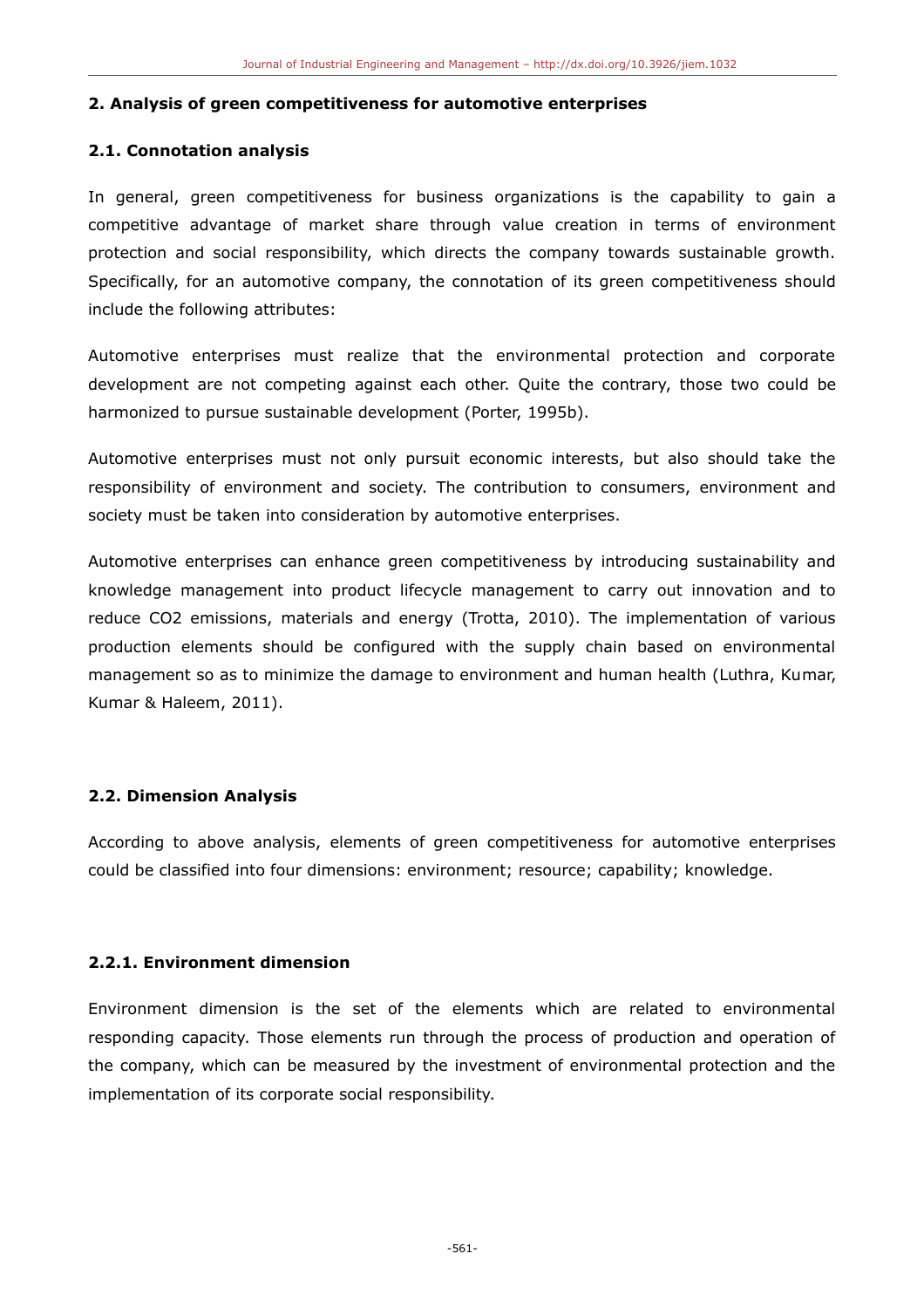## 2. Analysis of green competitiveness for automotive enterprises

### 2.1. Connotation analysis

In general, green competitiveness for business organizations is the capability to gain a competitive advantage of market share through value creation in terms of environment protection and social responsibility, which directs the company towards sustainable growth. Specifically, for an automotive company, the connotation of its green competitiveness should include the following attributes:

Automotive enterprises must realize that the environmental protection and corporate development are not competing against each other. Quite the contrary, those two could be harmonized to pursue sustainable development (Porter, 1995b).

Automotive enterprises must not only pursuit economic interests, but also should take the responsibility of environment and society. The contribution to consumers, environment and society must be taken into consideration by automotive enterprises.

Automotive enterprises can enhance green competitiveness by introducing sustainability and knowledge management into product lifecycle management to carry out innovation and to reduce $CO_2$ emissions, materials and energy (Trotta, 2010). The implementation of various production elements should be configured with the supply chain based on environmental management so as to minimize the damage to environment and human health (Luthra, Kumar, Kumar & Haleem, 2011).

### 2.2. Dimension Analysis

According to above analysis, elements of green competitiveness for automotive enterprises could be classified into four dimensions: environment; resource; capability; knowledge.

#### 2.2.1. Environment dimension

Environment dimension is the set of the elements which are related to environmental responding capacity. Those elements run through the process of production and operation of the company, which can be measured by the investment of environmental protection and the implementation of its corporate social responsibility.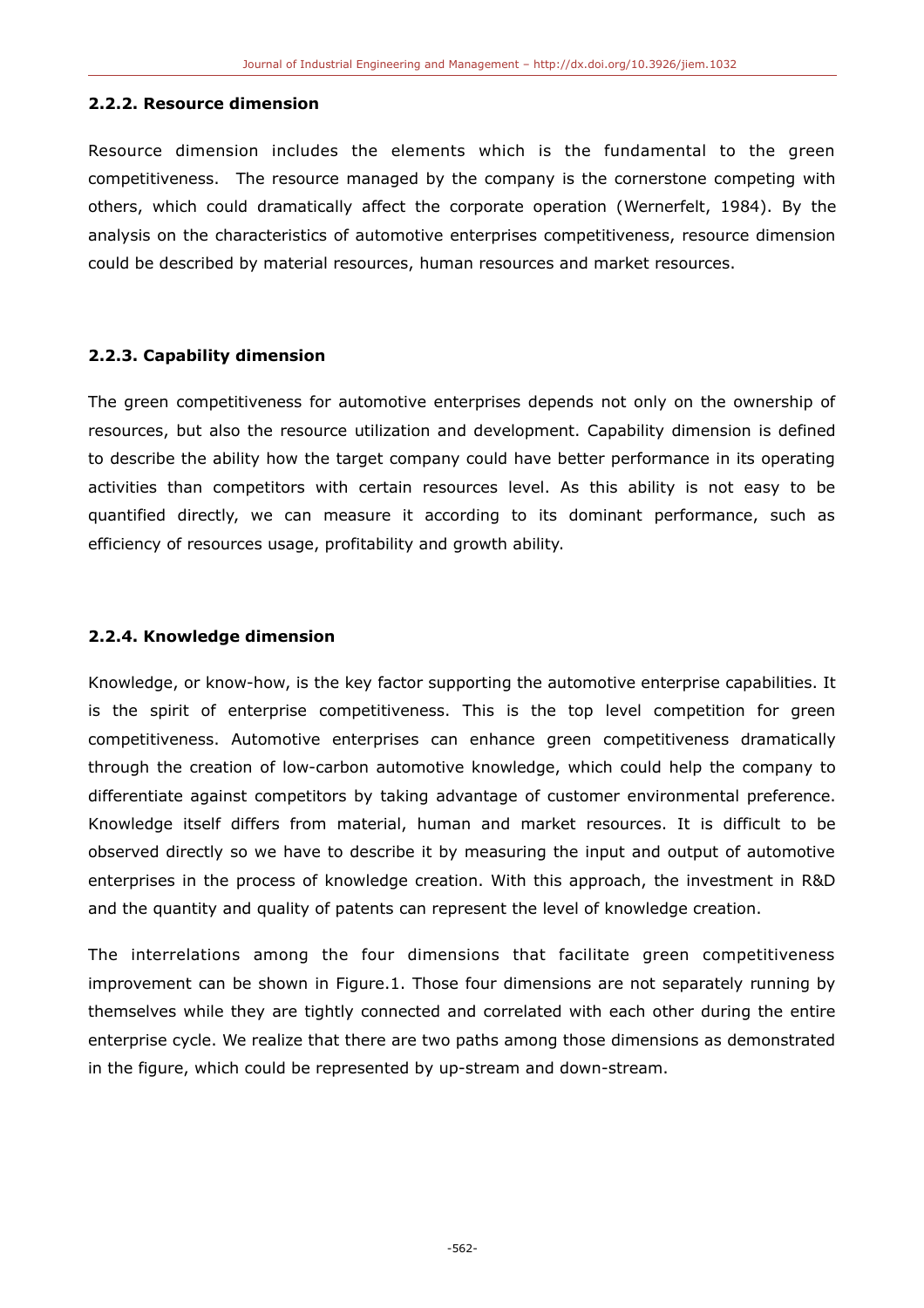### 2.2.2. Resource dimension

Resource dimension includes the elements which is the fundamental to the green competitiveness. The resource managed by the company is the cornerstone competing with others, which could dramatically affect the corporate operation (Wernerfelt, 1984). By the analysis on the characteristics of automotive enterprises competitiveness, resource dimension could be described by material resources, human resources and market resources.

### 2.2.3. Capability dimension

The green competitiveness for automotive enterprises depends not only on the ownership of resources, but also the resource utilization and development. Capability dimension is defined to describe the ability how the target company could have better performance in its operating activities than competitors with certain resources level. As this ability is not easy to be quantified directly, we can measure it according to its dominant performance, such as efficiency of resources usage, profitability and growth ability.

### 2.2.4. Knowledge dimension

Knowledge, or know-how, is the key factor supporting the automotive enterprise capabilities. It is the spirit of enterprise competitiveness. This is the top level competition for green competitiveness. Automotive enterprises can enhance green competitiveness dramatically through the creation of low-carbon automotive knowledge, which could help the company to differentiate against competitors by taking advantage of customer environmental preference. Knowledge itself differs from material, human and market resources. It is difficult to be observed directly so we have to describe it by measuring the input and output of automotive enterprises in the process of knowledge creation. With this approach, the investment in R&D and the quantity and quality of patents can represent the level of knowledge creation.

The interrelations among the four dimensions that facilitate green competitiveness improvement can be shown in Figure.1. Those four dimensions are not separately running by themselves while they are tightly connected and correlated with each other during the entire enterprise cycle. We realize that there are two paths among those dimensions as demonstrated in the figure, which could be represented by up-stream and down-stream.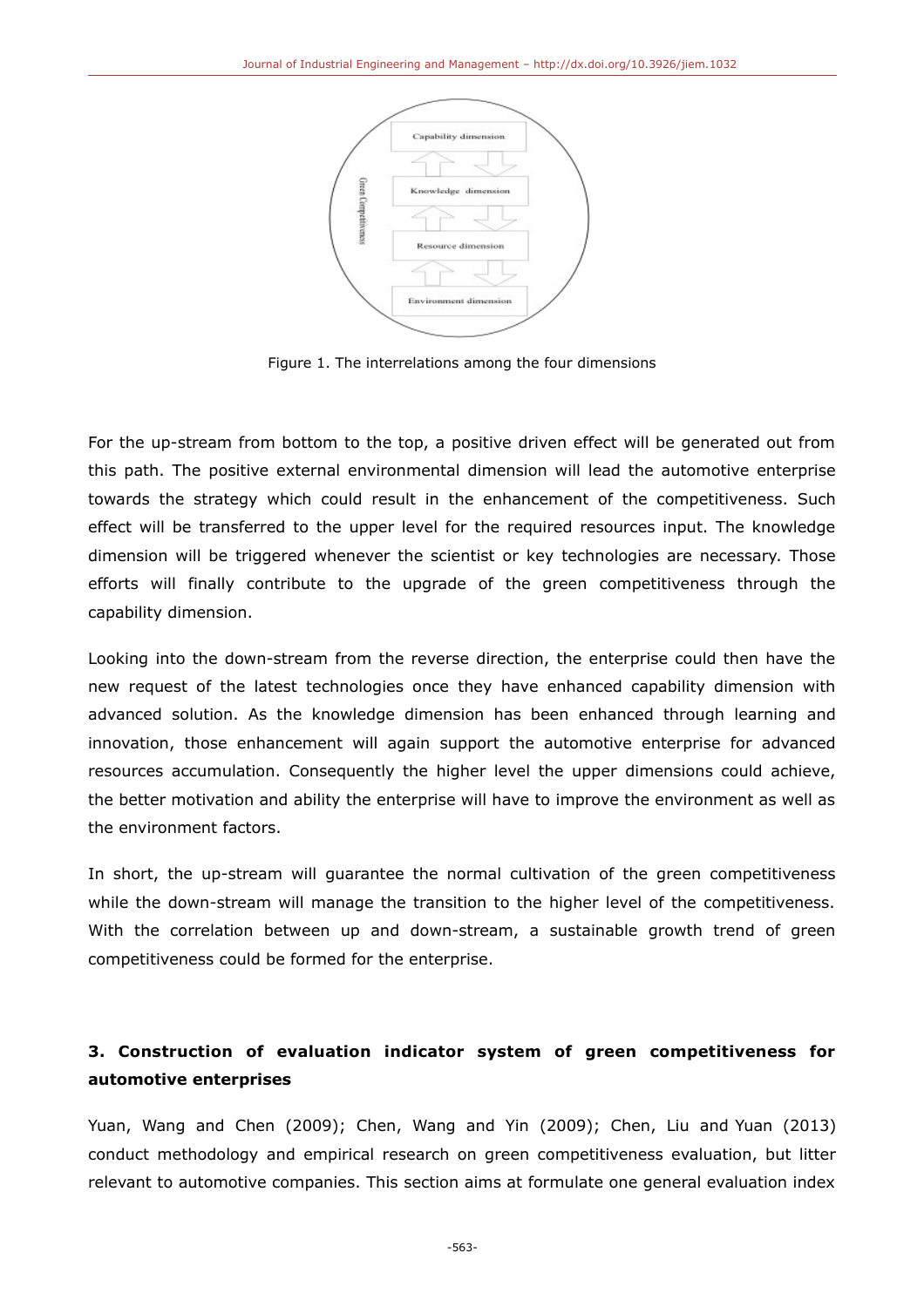Figure 1. The interrelations among the four dimensions

For the up-stream from bottom to the top, a positive driven effect will be generated out from this path. The positive external environmental dimension will lead the automotive enterprise towards the strategy which could result in the enhancement of the competitiveness. Such effect will be transferred to the upper level for the required resources input. The knowledge dimension will be triggered whenever the scientist or key technologies are necessary. Those efforts will finally contribute to the upgrade of the green competitiveness through the capability dimension.

Looking into the down-stream from the reverse direction, the enterprise could then have the new request of the latest technologies once they have enhanced capability dimension with advanced solution. As the knowledge dimension has been enhanced through learning and innovation, those enhancement will again support the automotive enterprise for advanced resources accumulation. Consequently the higher level the upper dimensions could achieve, the better motivation and ability the enterprise will have to improve the environment as well as the environment factors.

In short, the up-stream will guarantee the normal cultivation of the green competitiveness while the down-stream will manage the transition to the higher level of the competitiveness. With the correlation between up and down-stream, a sustainable growth trend of green competitiveness could be formed for the enterprise.

## 3. Construction of evaluation indicator system of green competitiveness for automotive enterprises

Yuan, Wang and Chen (2009); Chen, Wang and Yin (2009); Chen, Liu and Yuan (2013) conduct methodology and empirical research on green competitiveness evaluation, but litter relevant to automotive companies. This section aims at formulate one general evaluation index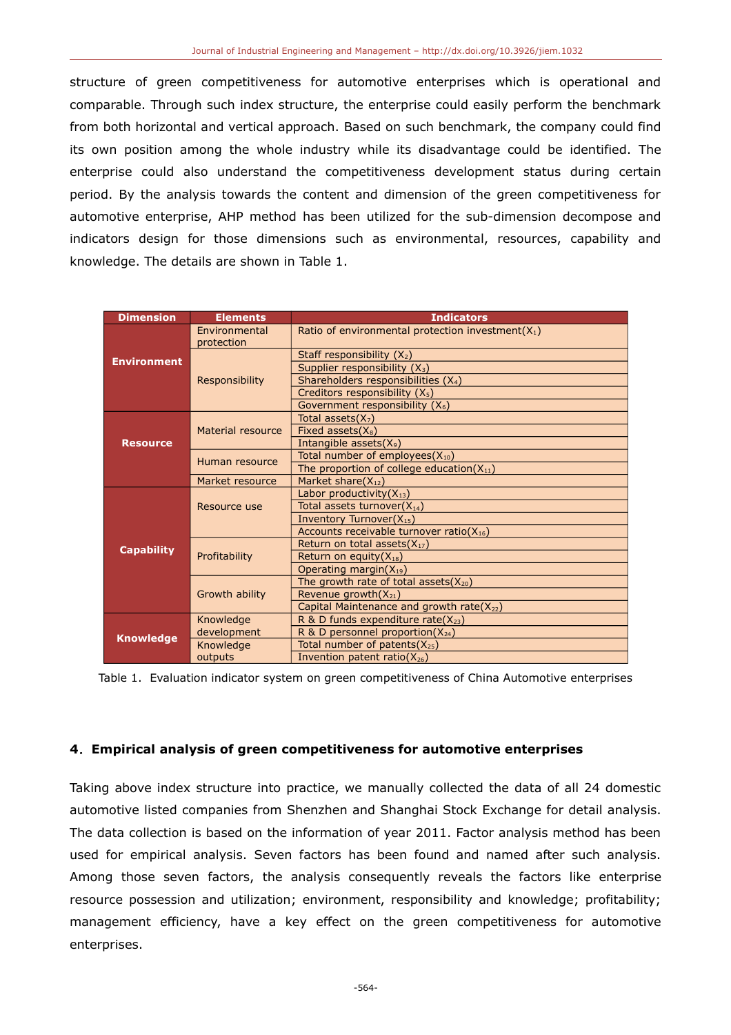structure of green competitiveness for automotive enterprises which is operational and comparable. Through such index structure, the enterprise could easily perform the benchmark from both horizontal and vertical approach. Based on such benchmark, the company could find its own position among the whole industry while its disadvantage could be identified. The enterprise could also understand the competitiveness development status during certain period. By the analysis towards the content and dimension of the green competitiveness for automotive enterprise, AHP method has been utilized for the sub-dimension decompose and indicators design for those dimensions such as environmental, resources, capability and knowledge. The details are shown in Table 1.

| Dimension | Elements | Indicators |
|---|---|---|
| Environment | Environmental protection | Ratio of environmental protection investment($X_1$) |
| | Responsibility | Staff responsibility ($X_2$) |
| | | Supplier responsibility ($X_3$) |
| | | Shareholders responsibilities ($X_4$) |
| | | Creditors responsibility ($X_5$) |
| | | Government responsibility ($X_6$) |
| Resource | Material resource | Total assets($X_7$) |
| | | Fixed assets($X_8$) |
| | | Intangible assets($X_9$) |
| | Human resource | Total number of employees($X_{10}$) |
| | | The proportion of college education($X_{11}$) |
| | Market resource | Market share($X_{12}$) |
| Capability | Resource use | Labor productivity($X_{13}$) |
| | | Total assets turnover($X_{14}$) |
| | | Inventory Turnover($X_{15}$) |
| | | Accounts receivable turnover ratio($X_{16}$) |
| | Profitability | Return on total assets($X_{17}$) |
| | | Return on equity($X_{18}$) |
| | | Operating margin($X_{19}$) |
| | Growth ability | The growth rate of total assets($X_{20}$) |
| | | Revenue growth($X_{21}$) |
| | | Capital Maintenance and growth rate($X_{22}$) |
| Knowledge | Knowledge development | R & D funds expenditure rate($X_{23}$) |
| | | R & D personnel proportion($X_{24}$) |
| | Knowledge outputs | Total number of patents($X_{25}$) |
| | | Invention patent ratio($X_{26}$) |

Table 1. Evaluation indicator system on green competitiveness of China Automotive enterprises

## 4. Empirical analysis of green competitiveness for automotive enterprises

Taking above index structure into practice, we manually collected the data of all 24 domestic automotive listed companies from Shenzhen and Shanghai Stock Exchange for detail analysis. The data collection is based on the information of year 2011. Factor analysis method has been used for empirical analysis. Seven factors has been found and named after such analysis. Among those seven factors, the analysis consequently reveals the factors like enterprise resource possession and utilization; environment, responsibility and knowledge; profitability; management efficiency, have a key effect on the green competitiveness for automotive enterprises.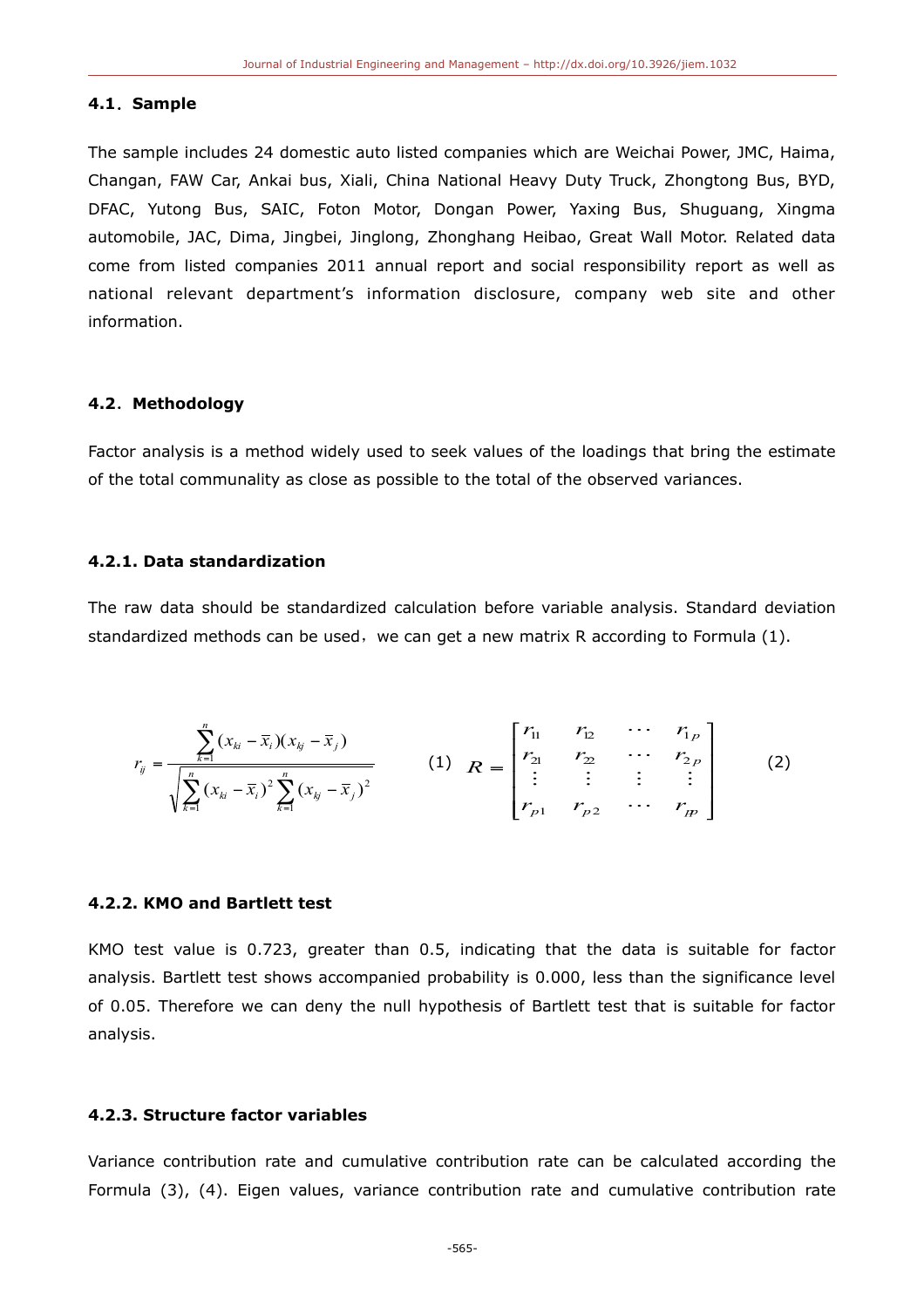### 4.1. Sample

The sample includes 24 domestic auto listed companies which are Weichai Power, JMC, Haima, Changan, FAW Car, Ankai bus, Xiali, China National Heavy Duty Truck, Zhongtong Bus, BYD, DFAC, Yutong Bus, SAIC, Foton Motor, Dongan Power, Yaxing Bus, Shuguang, Xingma automobile, JAC, Dima, Jingbei, Jinglong, Zhonghang Heibao, Great Wall Motor. Related data come from listed companies 2011 annual report and social responsibility report as well as national relevant department's information disclosure, company web site and other information.

### 4.2. Methodology

Factor analysis is a method widely used to seek values of the loadings that bring the estimate of the total communality as close as possible to the total of the observed variances.

#### 4.2.1. Data standardization

The raw data should be standardized calculation before variable analysis. Standard deviation standardized methods can be used，we can get a new matrix R according to Formula (1).

$$r_{ij} = \frac{\sum_{k=1}^{n}(x_{ki}-\bar{x}_i)(x_{kj}-\bar{x}_j)}{\sqrt{\sum_{k=1}^{n}(x_{ki}-\bar{x}_i)^2\sum_{k=1}^{n}(x_{kj}-\bar{x}_j)^2}} \quad (1)$$

$$R = \begin{bmatrix} r_{11} & r_{12} & \cdots & r_{1p} \\ r_{21} & r_{22} & \cdots & r_{2p} \\ \vdots & \vdots & \vdots & \vdots \\ r_{p1} & r_{p2} & \cdots & r_{pp} \end{bmatrix} \quad (2)$$

#### 4.2.2. KMO and Bartlett test

KMO test value is 0.723, greater than 0.5, indicating that the data is suitable for factor analysis. Bartlett test shows accompanied probability is 0.000, less than the significance level of 0.05. Therefore we can deny the null hypothesis of Bartlett test that is suitable for factor analysis.

#### 4.2.3. Structure factor variables

Variance contribution rate and cumulative contribution rate can be calculated according the Formula (3), (4). Eigen values, variance contribution rate and cumulative contribution rate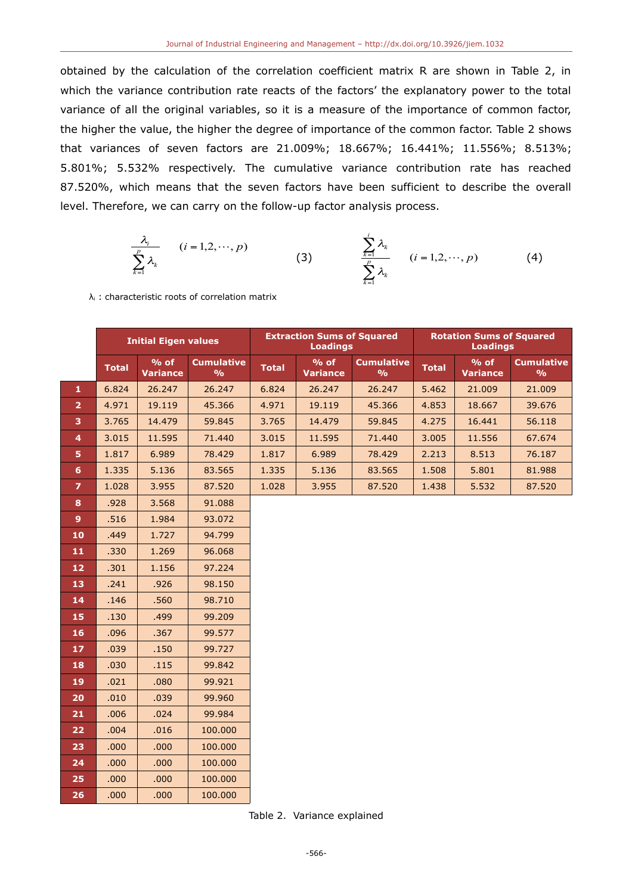obtained by the calculation of the correlation coefficient matrix R are shown in Table 2, in which the variance contribution rate reacts of the factors' the explanatory power to the total variance of all the original variables, so it is a measure of the importance of common factor, the higher the value, the higher the degree of importance of the common factor. Table 2 shows that variances of seven factors are 21.009%; 18.667%; 16.441%; 11.556%; 8.513%; 5.801%; 5.532% respectively. The cumulative variance contribution rate has reached 87.520%, which means that the seven factors have been sufficient to describe the overall level. Therefore, we can carry on the follow-up factor analysis process.

$$\frac{\lambda_i}{\sum_{k=1}^{p} \lambda_k} \quad (i = 1,2,\cdots,p) \qquad (3)$$

$$\frac{\sum_{k=1}^{i} \lambda_k}{\sum_{k=1}^{p} \lambda_k} \quad (i = 1,2,\cdots,p) \qquad (4)$$

$\lambda_i$ : characteristic roots of correlation matrix

| | Initial Eigen values | | | Extraction Sums of Squared Loadings | | | Rotation Sums of Squared Loadings | | |
|---|---|---|---|---|---|---|---|---|---|
| | Total | % of Variance | Cumulative % | Total | % of Variance | Cumulative % | Total | % of Variance | Cumulative % |
| 1 | 6.824 | 26.247 | 26.247 | 6.824 | 26.247 | 26.247 | 5.462 | 21.009 | 21.009 |
| 2 | 4.971 | 19.119 | 45.366 | 4.971 | 19.119 | 45.366 | 4.853 | 18.667 | 39.676 |
| 3 | 3.765 | 14.479 | 59.845 | 3.765 | 14.479 | 59.845 | 4.275 | 16.441 | 56.118 |
| 4 | 3.015 | 11.595 | 71.440 | 3.015 | 11.595 | 71.440 | 3.005 | 11.556 | 67.674 |
| 5 | 1.817 | 6.989 | 78.429 | 1.817 | 6.989 | 78.429 | 2.213 | 8.513 | 76.187 |
| 6 | 1.335 | 5.136 | 83.565 | 1.335 | 5.136 | 83.565 | 1.508 | 5.801 | 81.988 |
| 7 | 1.028 | 3.955 | 87.520 | 1.028 | 3.955 | 87.520 | 1.438 | 5.532 | 87.520 |
| 8 | .928 | 3.568 | 91.088 | | | | | | |
| 9 | .516 | 1.984 | 93.072 | | | | | | |
| 10 | .449 | 1.727 | 94.799 | | | | | | |
| 11 | .330 | 1.269 | 96.068 | | | | | | |
| 12 | .301 | 1.156 | 97.224 | | | | | | |
| 13 | .241 | .926 | 98.150 | | | | | | |
| 14 | .146 | .560 | 98.710 | | | | | | |
| 15 | .130 | .499 | 99.209 | | | | | | |
| 16 | .096 | .367 | 99.577 | | | | | | |
| 17 | .039 | .150 | 99.727 | | | | | | |
| 18 | .030 | .115 | 99.842 | | | | | | |
| 19 | .021 | .080 | 99.921 | | | | | | |
| 20 | .010 | .039 | 99.960 | | | | | | |
| 21 | .006 | .024 | 99.984 | | | | | | |
| 22 | .004 | .016 | 100.000 | | | | | | |
| 23 | .000 | .000 | 100.000 | | | | | | |
| 24 | .000 | .000 | 100.000 | | | | | | |
| 25 | .000 | .000 | 100.000 | | | | | | |
| 26 | .000 | .000 | 100.000 | | | | | | |

Table 2. Variance explained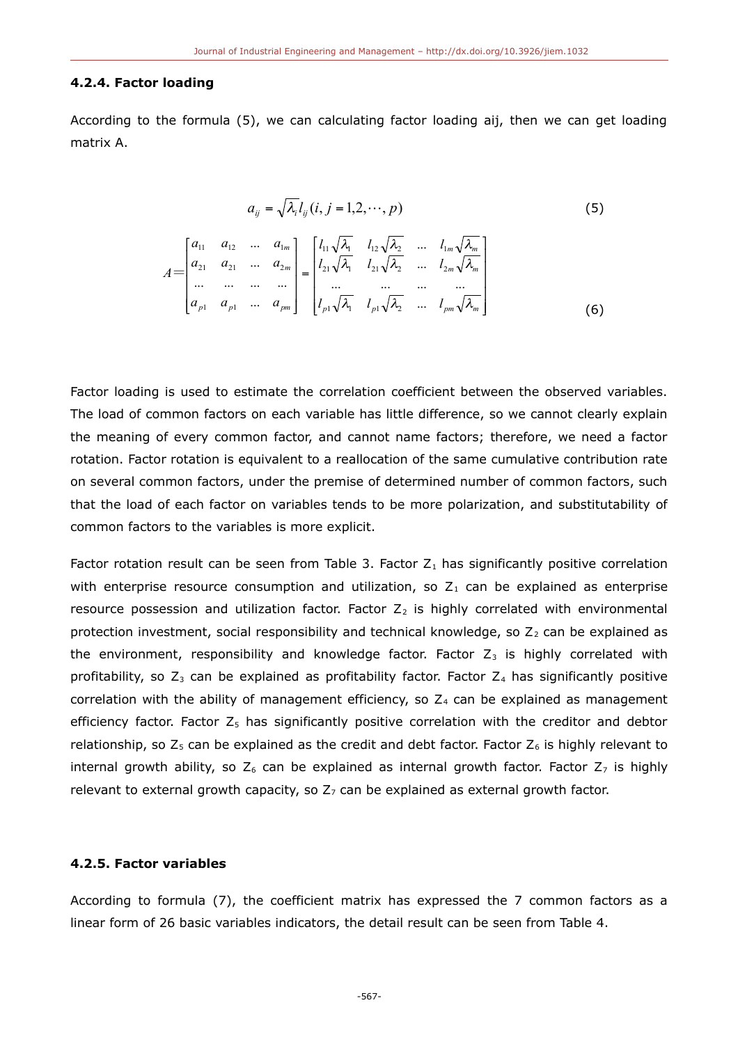#### 4.2.4. Factor loading

According to the formula (5), we can calculating factor loading aij, then we can get loading matrix A.

$$a_{ij} = \sqrt{\lambda_i} l_{ij} (i, j = 1, 2, \cdots, p) \tag{5}$$

$$A = \begin{bmatrix} a_{11} & a_{12} & \dots & a_{1m} \\ a_{21} & a_{21} & \dots & a_{2m} \\ \dots & \dots & \dots & \dots \\ a_{p1} & a_{p1} & \dots & a_{pm} \end{bmatrix} = \begin{bmatrix} l_{11}\sqrt{\lambda_1} & l_{12}\sqrt{\lambda_2} & \dots & l_{1m}\sqrt{\lambda_m} \\ l_{21}\sqrt{\lambda_1} & l_{21}\sqrt{\lambda_2} & \dots & l_{2m}\sqrt{\lambda_m} \\ \dots & \dots & \dots & \dots \\ l_{p1}\sqrt{\lambda_1} & l_{p1}\sqrt{\lambda_2} & \dots & l_{pm}\sqrt{\lambda_m} \end{bmatrix} \tag{6}$$

Factor loading is used to estimate the correlation coefficient between the observed variables. The load of common factors on each variable has little difference, so we cannot clearly explain the meaning of every common factor, and cannot name factors; therefore, we need a factor rotation. Factor rotation is equivalent to a reallocation of the same cumulative contribution rate on several common factors, under the premise of determined number of common factors, such that the load of each factor on variables tends to be more polarization, and substitutability of common factors to the variables is more explicit.

Factor rotation result can be seen from Table 3. Factor $Z_1$ has significantly positive correlation with enterprise resource consumption and utilization, so $Z_1$ can be explained as enterprise resource possession and utilization factor. Factor $Z_2$ is highly correlated with environmental protection investment, social responsibility and technical knowledge, so $Z_2$ can be explained as the environment, responsibility and knowledge factor. Factor $Z_3$ is highly correlated with profitability, so $Z_3$ can be explained as profitability factor. Factor $Z_4$ has significantly positive correlation with the ability of management efficiency, so $Z_4$ can be explained as management efficiency factor. Factor $Z_5$ has significantly positive correlation with the creditor and debtor relationship, so $Z_5$ can be explained as the credit and debt factor. Factor $Z_6$ is highly relevant to internal growth ability, so $Z_6$ can be explained as internal growth factor. Factor $Z_7$ is highly relevant to external growth capacity, so $Z_7$ can be explained as external growth factor.

#### 4.2.5. Factor variables

According to formula (7), the coefficient matrix has expressed the 7 common factors as a linear form of 26 basic variables indicators, the detail result can be seen from Table 4.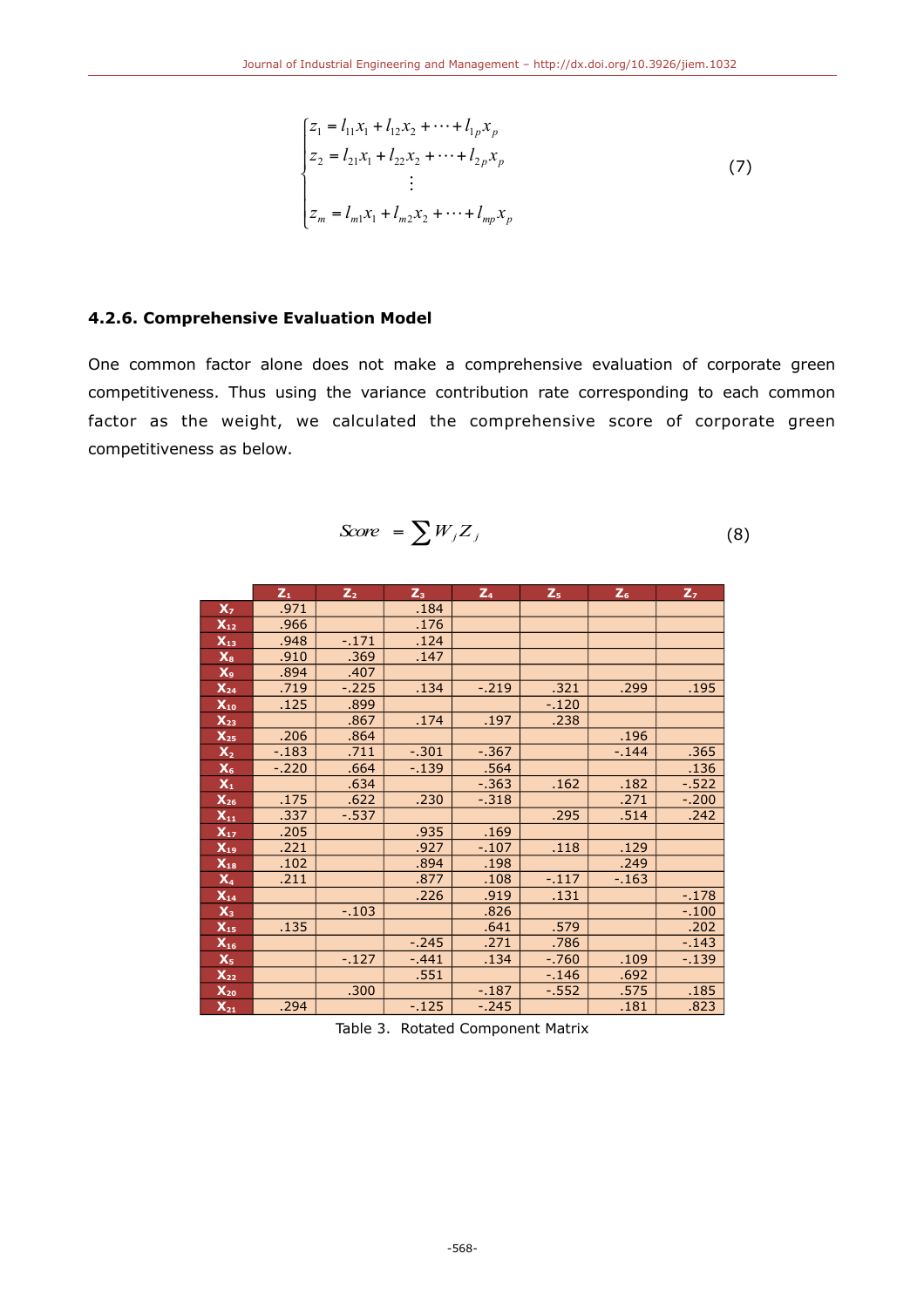$$\begin{cases} z_1 = l_{11}x_1 + l_{12}x_2 + \cdots + l_{1p}x_p \\ z_2 = l_{21}x_1 + l_{22}x_2 + \cdots + l_{2p}x_p \\ \vdots \\ z_m = l_{m1}x_1 + l_{m2}x_2 + \cdots + l_{mp}x_p \end{cases} \tag{7}$$

#### 4.2.6. Comprehensive Evaluation Model

One common factor alone does not make a comprehensive evaluation of corporate green competitiveness. Thus using the variance contribution rate corresponding to each common factor as the weight, we calculated the comprehensive score of corporate green competitiveness as below.

$$Score = \sum W_j Z_j \tag{8}$$

| | $Z_1$ | $Z_2$ | $Z_3$ | $Z_4$ | $Z_5$ | $Z_6$ | $Z_7$ |
|---|---|---|---|---|---|---|---|
| $X_7$ | .971 | | .184 | | | | |
| $X_{12}$ | .966 | | .176 | | | | |
| $X_{13}$ | .948 | -.171 | .124 | | | | |
| $X_8$ | .910 | .369 | .147 | | | | |
| $X_9$ | .894 | .407 | | | | | |
| $X_{24}$ | .719 | -.225 | .134 | -.219 | .321 | .299 | .195 |
| $X_{10}$ | .125 | .899 | | | -.120 | | |
| $X_{23}$ | | .867 | .174 | .197 | .238 | | |
| $X_{25}$ | .206 | .864 | | | | .196 | |
| $X_2$ | -.183 | .711 | -.301 | -.367 | | -.144 | .365 |
| $X_6$ | -.220 | .664 | -.139 | .564 | | | .136 |
| $X_1$ | | .634 | | -.363 | .162 | .182 | -.522 |
| $X_{26}$ | .175 | .622 | .230 | -.318 | | .271 | -.200 |
| $X_{11}$ | .337 | -.537 | | | .295 | .514 | .242 |
| $X_{17}$ | .205 | | .935 | .169 | | | |
| $X_{19}$ | .221 | | .927 | -.107 | .118 | .129 | |
| $X_{18}$ | .102 | | .894 | .198 | | .249 | |
| $X_4$ | .211 | | .877 | .108 | -.117 | -.163 | |
| $X_{14}$ | | | .226 | .919 | .131 | | -.178 |
| $X_3$ | | -.103 | | .826 | | | -.100 |
| $X_{15}$ | .135 | | | .641 | .579 | | .202 |
| $X_{16}$ | | | -.245 | .271 | .786 | | -.143 |
| $X_5$ | | -.127 | -.441 | .134 | -.760 | .109 | -.139 |
| $X_{22}$ | | | .551 | | -.146 | .692 | |
| $X_{20}$ | | .300 | | -.187 | -.552 | .575 | .185 |
| $X_{21}$ | .294 | | -.125 | -.245 | | .181 | .823 |

Table 3. Rotated Component Matrix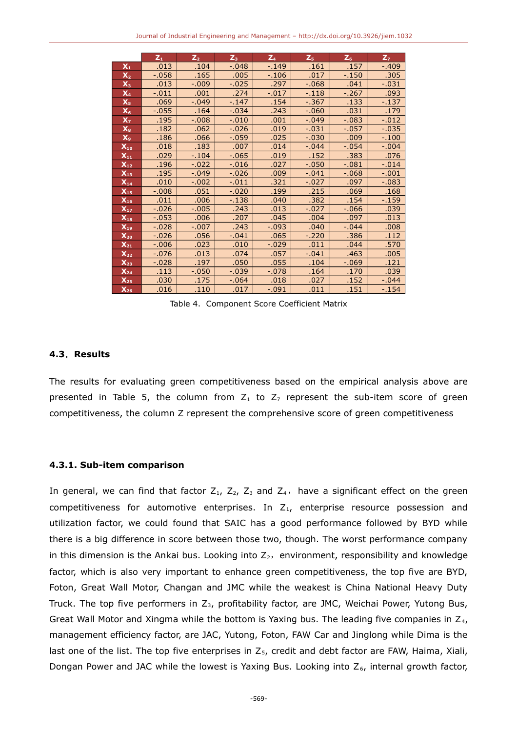| | $Z_1$ | $Z_2$ | $Z_3$ | $Z_4$ | $Z_5$ | $Z_6$ | $Z_7$ |
|---|---|---|---|---|---|---|---|
| $X_1$ | .013 | .104 | -.048 | -.149 | .161 | .157 | -.409 |
| $X_2$ | -.058 | .165 | .005 | -.106 | .017 | -.150 | .305 |
| $X_3$ | .013 | -.009 | -.025 | .297 | -.068 | .041 | -.031 |
| $X_4$ | -.011 | .001 | .274 | -.017 | -.118 | -.267 | .093 |
| $X_5$ | .069 | -.049 | -.147 | .154 | -.367 | .133 | -.137 |
| $X_6$ | -.055 | .164 | -.034 | .243 | -.060 | .031 | .179 |
| $X_7$ | .195 | -.008 | -.010 | .001 | -.049 | -.083 | -.012 |
| $X_8$ | .182 | .062 | -.026 | .019 | -.031 | -.057 | -.035 |
| $X_9$ | .186 | .066 | -.059 | .025 | -.030 | .009 | -.100 |
| $X_{10}$ | .018 | .183 | .007 | .014 | -.044 | -.054 | -.004 |
| $X_{11}$ | .029 | -.104 | -.065 | .019 | .152 | .383 | .076 |
| $X_{12}$ | .196 | -.022 | -.016 | .027 | -.050 | -.081 | -.014 |
| $X_{13}$ | .195 | -.049 | -.026 | .009 | -.041 | -.068 | -.001 |
| $X_{14}$ | .010 | -.002 | -.011 | .321 | -.027 | .097 | -.083 |
| $X_{15}$ | -.008 | .051 | -.020 | .199 | .215 | .069 | .168 |
| $X_{16}$ | .011 | .006 | -.138 | .040 | .382 | .154 | -.159 |
| $X_{17}$ | -.026 | -.005 | .243 | .013 | -.027 | -.066 | .039 |
| $X_{18}$ | -.053 | .006 | .207 | .045 | .004 | .097 | .013 |
| $X_{19}$ | -.028 | -.007 | .243 | -.093 | .040 | -.044 | .008 |
| $X_{20}$ | -.026 | .056 | -.041 | .065 | -.220 | .386 | .112 |
| $X_{21}$ | -.006 | .023 | .010 | -.029 | .011 | .044 | .570 |
| $X_{22}$ | -.076 | .013 | .074 | .057 | -.041 | .463 | .005 |
| $X_{23}$ | -.028 | .197 | .050 | .055 | .104 | -.069 | .121 |
| $X_{24}$ | .113 | -.050 | -.039 | -.078 | .164 | .170 | .039 |
| $X_{25}$ | .030 | .175 | -.064 | .018 | .027 | .152 | -.044 |
| $X_{26}$ | .016 | .110 | .017 | -.091 | .011 | .151 | -.154 |

Table 4. Component Score Coefficient Matrix

### 4.3. Results

The results for evaluating green competitiveness based on the empirical analysis above are presented in Table 5, the column from $Z_1$ to $Z_7$ represent the sub-item score of green competitiveness, the column Z represent the comprehensive score of green competitiveness

#### 4.3.1. Sub-item comparison

In general, we can find that factor $Z_1$, $Z_2$, $Z_3$ and $Z_4$, have a significant effect on the green competitiveness for automotive enterprises. In $Z_1$, enterprise resource possession and utilization factor, we could found that SAIC has a good performance followed by BYD while there is a big difference in score between those two, though. The worst performance company in this dimension is the Ankai bus. Looking into $Z_2$, environment, responsibility and knowledge factor, which is also very important to enhance green competitiveness, the top five are BYD, Foton, Great Wall Motor, Changan and JMC while the weakest is China National Heavy Duty Truck. The top five performers in $Z_3$, profitability factor, are JMC, Weichai Power, Yutong Bus, Great Wall Motor and Xingma while the bottom is Yaxing bus. The leading five companies in $Z_4$, management efficiency factor, are JAC, Yutong, Foton, FAW Car and Jinglong while Dima is the last one of the list. The top five enterprises in $Z_5$, credit and debt factor are FAW, Haima, Xiali, Dongan Power and JAC while the lowest is Yaxing Bus. Looking into $Z_6$, internal growth factor,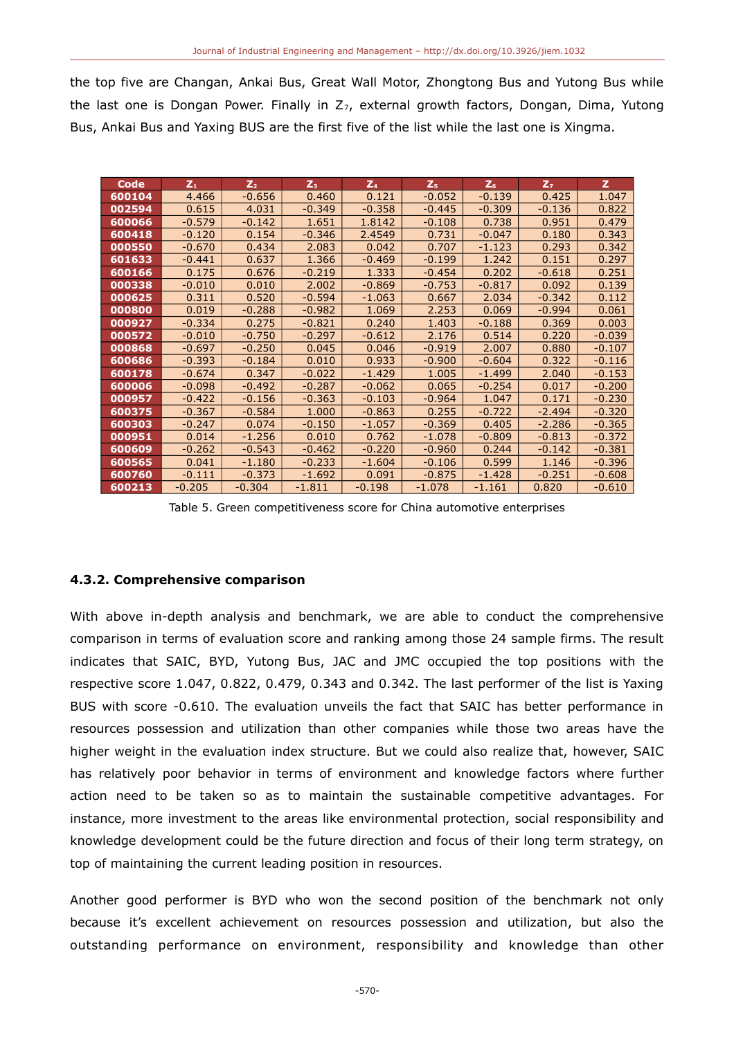the top five are Changan, Ankai Bus, Great Wall Motor, Zhongtong Bus and Yutong Bus while the last one is Dongan Power. Finally in $Z_7$, external growth factors, Dongan, Dima, Yutong Bus, Ankai Bus and Yaxing BUS are the first five of the list while the last one is Xingma.

| Code | $Z_1$ | $Z_2$ | $Z_3$ | $Z_4$ | $Z_5$ | $Z_6$ | $Z_7$ | Z |
|---|---|---|---|---|---|---|---|---|
| 600104 | 4.466 | -0.656 | 0.460 | 0.121 | -0.052 | -0.139 | 0.425 | 1.047 |
| 002594 | 0.615 | 4.031 | -0.349 | -0.358 | -0.445 | -0.309 | -0.136 | 0.822 |
| 600066 | -0.579 | -0.142 | 1.651 | 1.8142 | -0.108 | 0.738 | 0.951 | 0.479 |
| 600418 | -0.120 | 0.154 | -0.346 | 2.4549 | 0.731 | -0.047 | 0.180 | 0.343 |
| 000550 | -0.670 | 0.434 | 2.083 | 0.042 | 0.707 | -1.123 | 0.293 | 0.342 |
| 601633 | -0.441 | 0.637 | 1.366 | -0.469 | -0.199 | 1.242 | 0.151 | 0.297 |
| 600166 | 0.175 | 0.676 | -0.219 | 1.333 | -0.454 | 0.202 | -0.618 | 0.251 |
| 000338 | -0.010 | 0.010 | 2.002 | -0.869 | -0.753 | -0.817 | 0.092 | 0.139 |
| 000625 | 0.311 | 0.520 | -0.594 | -1.063 | 0.667 | 2.034 | -0.342 | 0.112 |
| 000800 | 0.019 | -0.288 | -0.982 | 1.069 | 2.253 | 0.069 | -0.994 | 0.061 |
| 000927 | -0.334 | 0.275 | -0.821 | 0.240 | 1.403 | -0.188 | 0.369 | 0.003 |
| 000572 | -0.010 | -0.750 | -0.297 | -0.612 | 2.176 | 0.514 | 0.220 | -0.039 |
| 000868 | -0.697 | -0.250 | 0.045 | 0.046 | -0.919 | 2.007 | 0.880 | -0.107 |
| 600686 | -0.393 | -0.184 | 0.010 | 0.933 | -0.900 | -0.604 | 0.322 | -0.116 |
| 600178 | -0.674 | 0.347 | -0.022 | -1.429 | 1.005 | -1.499 | 2.040 | -0.153 |
| 600006 | -0.098 | -0.492 | -0.287 | -0.062 | 0.065 | -0.254 | 0.017 | -0.200 |
| 000957 | -0.422 | -0.156 | -0.363 | -0.103 | -0.964 | 1.047 | 0.171 | -0.230 |
| 600375 | -0.367 | -0.584 | 1.000 | -0.863 | 0.255 | -0.722 | -2.494 | -0.320 |
| 600303 | -0.247 | 0.074 | -0.150 | -1.057 | -0.369 | 0.405 | -2.286 | -0.365 |
| 000951 | 0.014 | -1.256 | 0.010 | 0.762 | -1.078 | -0.809 | -0.813 | -0.372 |
| 600609 | -0.262 | -0.543 | -0.462 | -0.220 | -0.960 | 0.244 | -0.142 | -0.381 |
| 600565 | 0.041 | -1.180 | -0.233 | -1.604 | -0.106 | 0.599 | 1.146 | -0.396 |
| 600760 | -0.111 | -0.373 | -1.692 | 0.091 | -0.875 | -1.428 | -0.251 | -0.608 |
| 600213 | -0.205 | -0.304 | -1.811 | -0.198 | -1.078 | -1.161 | 0.820 | -0.610 |

Table 5. Green competitiveness score for China automotive enterprises

### 4.3.2. Comprehensive comparison

With above in-depth analysis and benchmark, we are able to conduct the comprehensive comparison in terms of evaluation score and ranking among those 24 sample firms. The result indicates that SAIC, BYD, Yutong Bus, JAC and JMC occupied the top positions with the respective score 1.047, 0.822, 0.479, 0.343 and 0.342. The last performer of the list is Yaxing BUS with score -0.610. The evaluation unveils the fact that SAIC has better performance in resources possession and utilization than other companies while those two areas have the higher weight in the evaluation index structure. But we could also realize that, however, SAIC has relatively poor behavior in terms of environment and knowledge factors where further action need to be taken so as to maintain the sustainable competitive advantages. For instance, more investment to the areas like environmental protection, social responsibility and knowledge development could be the future direction and focus of their long term strategy, on top of maintaining the current leading position in resources.

Another good performer is BYD who won the second position of the benchmark not only because it's excellent achievement on resources possession and utilization, but also the outstanding performance on environment, responsibility and knowledge than other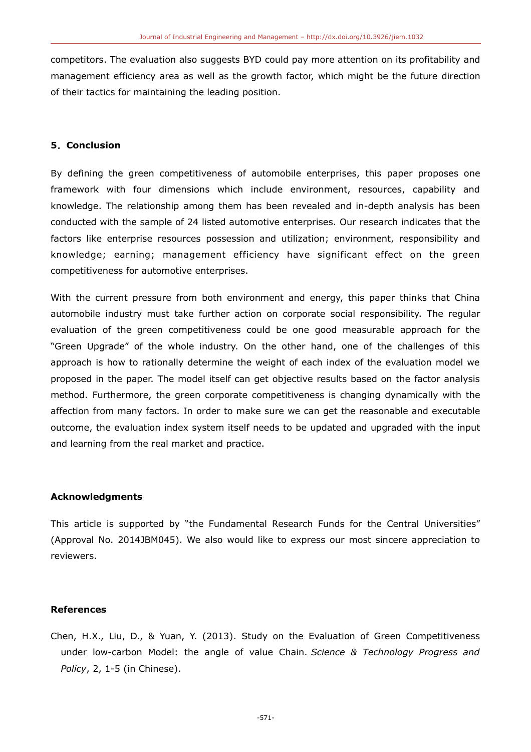competitors. The evaluation also suggests BYD could pay more attention on its profitability and management efficiency area as well as the growth factor, which might be the future direction of their tactics for maintaining the leading position.

## 5. Conclusion

By defining the green competitiveness of automobile enterprises, this paper proposes one framework with four dimensions which include environment, resources, capability and knowledge. The relationship among them has been revealed and in-depth analysis has been conducted with the sample of 24 listed automotive enterprises. Our research indicates that the factors like enterprise resources possession and utilization; environment, responsibility and knowledge; earning; management efficiency have significant effect on the green competitiveness for automotive enterprises.

With the current pressure from both environment and energy, this paper thinks that China automobile industry must take further action on corporate social responsibility. The regular evaluation of the green competitiveness could be one good measurable approach for the "Green Upgrade" of the whole industry. On the other hand, one of the challenges of this approach is how to rationally determine the weight of each index of the evaluation model we proposed in the paper. The model itself can get objective results based on the factor analysis method. Furthermore, the green corporate competitiveness is changing dynamically with the affection from many factors. In order to make sure we can get the reasonable and executable outcome, the evaluation index system itself needs to be updated and upgraded with the input and learning from the real market and practice.

## Acknowledgments

This article is supported by "the Fundamental Research Funds for the Central Universities" (Approval No. 2014JBM045). We also would like to express our most sincere appreciation to reviewers.

## References

Chen, H.X., Liu, D., & Yuan, Y. (2013). Study on the Evaluation of Green Competitiveness under low-carbon Model: the angle of value Chain. *Science & Technology Progress and Policy*, 2, 1-5 (in Chinese).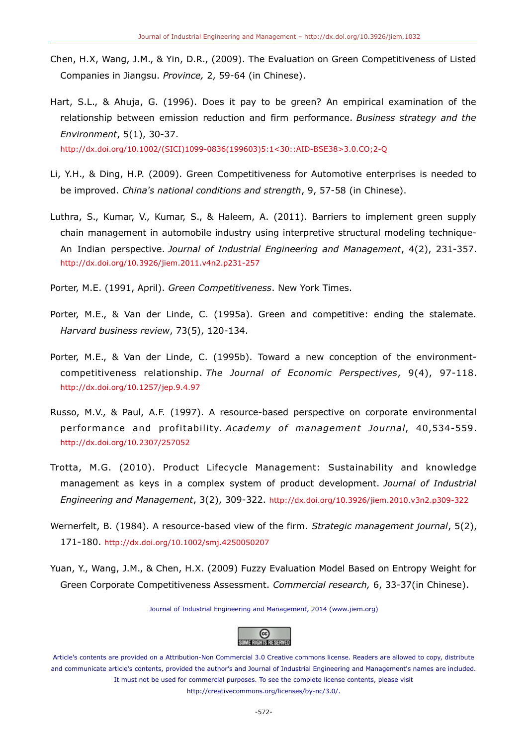Chen, H.X, Wang, J.M., & Yin, D.R., (2009). The Evaluation on Green Competitiveness of Listed Companies in Jiangsu. *Province,* 2, 59-64 (in Chinese).

Hart, S.L., & Ahuja, G. (1996). Does it pay to be green? An empirical examination of the relationship between emission reduction and firm performance. *Business strategy and the Environment*, 5(1), 30-37. http://dx.doi.org/10.1002/(SICI)1099-0836(199603)5:1<30::AID-BSE38>3.0.CO;2-Q

Li, Y.H., & Ding, H.P. (2009). Green Competitiveness for Automotive enterprises is needed to be improved. *China's national conditions and strength*, 9, 57-58 (in Chinese).

Luthra, S., Kumar, V., Kumar, S., & Haleem, A. (2011). Barriers to implement green supply chain management in automobile industry using interpretive structural modeling technique-An Indian perspective. *Journal of Industrial Engineering and Management*, 4(2), 231-357. http://dx.doi.org/10.3926/jiem.2011.v4n2.p231-257

Porter, M.E. (1991, April). *Green Competitiveness*. New York Times.

Porter, M.E., & Van der Linde, C. (1995a). Green and competitive: ending the stalemate. *Harvard business review*, 73(5), 120-134.

Porter, M.E., & Van der Linde, C. (1995b). Toward a new conception of the environment-competitiveness relationship. *The Journal of Economic Perspectives*, 9(4), 97-118. http://dx.doi.org/10.1257/jep.9.4.97

Russo, M.V., & Paul, A.F. (1997). A resource-based perspective on corporate environmental performance and profitability. *Academy of management Journal*, 40,534-559. http://dx.doi.org/10.2307/257052

Trotta, M.G. (2010). Product Lifecycle Management: Sustainability and knowledge management as keys in a complex system of product development. *Journal of Industrial Engineering and Management*, 3(2), 309-322. http://dx.doi.org/10.3926/jiem.2010.v3n2.p309-322

Wernerfelt, B. (1984). A resource-based view of the firm. *Strategic management journal*, 5(2), 171-180. http://dx.doi.org/10.1002/smj.4250050207

Yuan, Y., Wang, J.M., & Chen, H.X. (2009) Fuzzy Evaluation Model Based on Entropy Weight for Green Corporate Competitiveness Assessment. *Commercial research,* 6, 33-37(in Chinese).

Journal of Industrial Engineering and Management, 2014 (www.jiem.org)

Article's contents are provided on a Attribution-Non Commercial 3.0 Creative commons license. Readers are allowed to copy, distribute and communicate article's contents, provided the author's and Journal of Industrial Engineering and Management's names are included. It must not be used for commercial purposes. To see the complete license contents, please visit http://creativecommons.org/licenses/by-nc/3.0/.